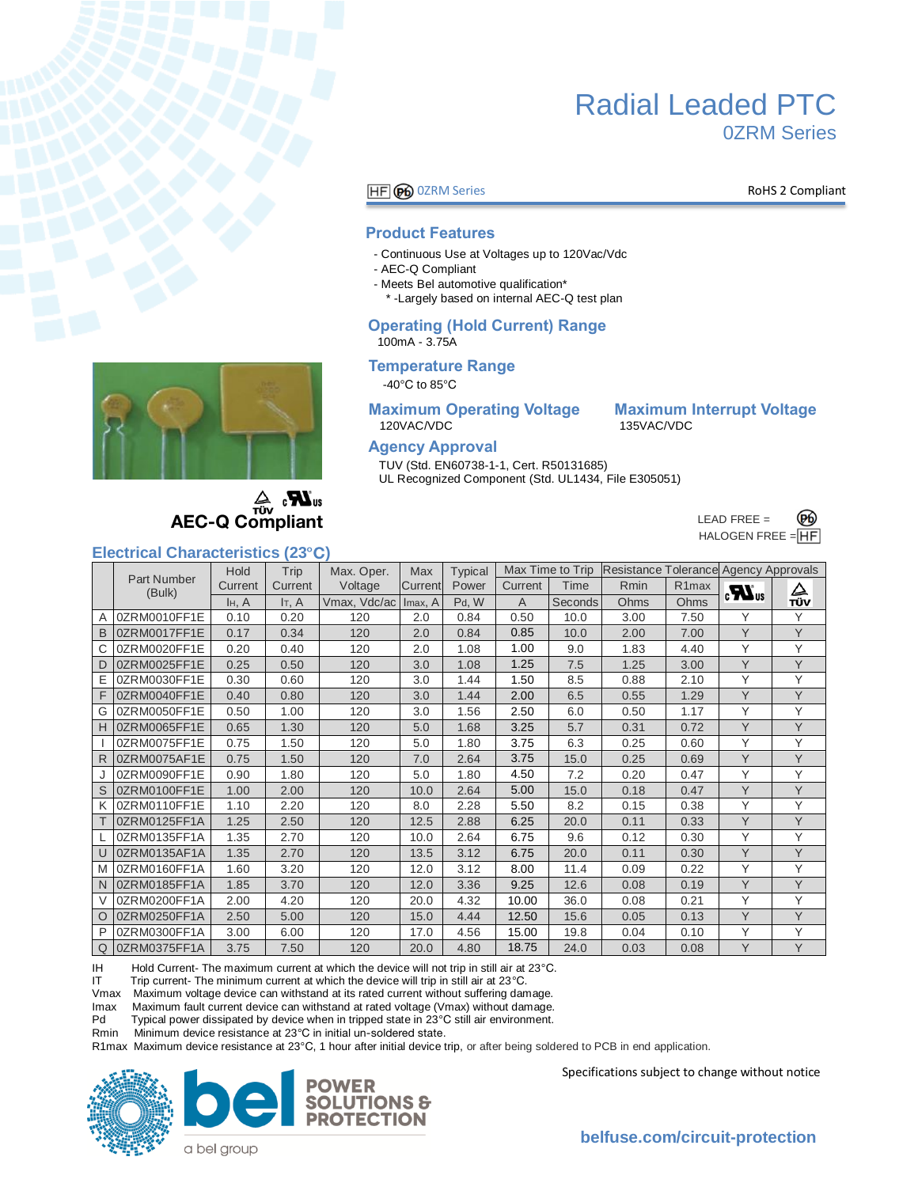# Radial Leaded PTC

## 0ZRM Series

HF Pb 0ZRM Series — RoHS 2 Compliant

### Product Features

- Continuous Use at Voltages up to 120Vac/Vdc
- AEC-Q Compliant
- Meets Bel automotive qualification*
  - * -Largely based on internal AEC-Q test plan

### Operating (Hold Current) Range

100mA - 3.75A

### Temperature Range

-40°C to 85°C

### Maximum Operating Voltage

120VAC/VDC

### Maximum Interrupt Voltage

135VAC/VDC

### Agency Approval

TUV (Std. EN60738-1-1, Cert. R50131685)
UL Recognized Component (Std. UL1434, File E305051)

**AEC-Q Compliant**

LEAD FREE = Pb
HALOGEN FREE = HF

### Electrical Characteristics (23°C)

| | Part Number (Bulk) | Hold Current | Trip Current | Max. Oper. Voltage | Max Current | Typical Power | Max Time to Trip | | Resistance Tolerance | | Agency Approvals | |
|---|---|---|---|---|---|---|---|---|---|---|---|---|
| | | | | | | | Current | Time | Rmin | R1max | cULus | TÜV |
| | | $I_H$, A | $I_T$, A | Vmax, Vdc/ac | $I_{max}$, A | Pd, W | A | Seconds | Ohms | Ohms | | |
| A | 0ZRM0010FF1E | 0.10 | 0.20 | 120 | 2.0 | 0.84 | 0.50 | 10.0 | 3.00 | 7.50 | Y | Y |
| B | 0ZRM0017FF1E | 0.17 | 0.34 | 120 | 2.0 | 0.84 | 0.85 | 10.0 | 2.00 | 7.00 | Y | Y |
| C | 0ZRM0020FF1E | 0.20 | 0.40 | 120 | 2.0 | 1.08 | 1.00 | 9.0 | 1.83 | 4.40 | Y | Y |
| D | 0ZRM0025FF1E | 0.25 | 0.50 | 120 | 3.0 | 1.08 | 1.25 | 7.5 | 1.25 | 3.00 | Y | Y |
| E | 0ZRM0030FF1E | 0.30 | 0.60 | 120 | 3.0 | 1.44 | 1.50 | 8.5 | 0.88 | 2.10 | Y | Y |
| F | 0ZRM0040FF1E | 0.40 | 0.80 | 120 | 3.0 | 1.44 | 2.00 | 6.5 | 0.55 | 1.29 | Y | Y |
| G | 0ZRM0050FF1E | 0.50 | 1.00 | 120 | 3.0 | 1.56 | 2.50 | 6.0 | 0.50 | 1.17 | Y | Y |
| H | 0ZRM0065FF1E | 0.65 | 1.30 | 120 | 5.0 | 1.68 | 3.25 | 5.7 | 0.31 | 0.72 | Y | Y |
| I | 0ZRM0075FF1E | 0.75 | 1.50 | 120 | 5.0 | 1.80 | 3.75 | 6.3 | 0.25 | 0.60 | Y | Y |
| R | 0ZRM0075AF1E | 0.75 | 1.50 | 120 | 7.0 | 2.64 | 3.75 | 15.0 | 0.25 | 0.69 | Y | Y |
| J | 0ZRM0090FF1E | 0.90 | 1.80 | 120 | 5.0 | 1.80 | 4.50 | 7.2 | 0.20 | 0.47 | Y | Y |
| S | 0ZRM0100FF1E | 1.00 | 2.00 | 120 | 10.0 | 2.64 | 5.00 | 15.0 | 0.18 | 0.47 | Y | Y |
| K | 0ZRM0110FF1E | 1.10 | 2.20 | 120 | 8.0 | 2.28 | 5.50 | 8.2 | 0.15 | 0.38 | Y | Y |
| T | 0ZRM0125FF1A | 1.25 | 2.50 | 120 | 12.5 | 2.88 | 6.25 | 20.0 | 0.11 | 0.33 | Y | Y |
| L | 0ZRM0135FF1A | 1.35 | 2.70 | 120 | 10.0 | 2.64 | 6.75 | 9.6 | 0.12 | 0.30 | Y | Y |
| U | 0ZRM0135AF1A | 1.35 | 2.70 | 120 | 13.5 | 3.12 | 6.75 | 20.0 | 0.11 | 0.30 | Y | Y |
| M | 0ZRM0160FF1A | 1.60 | 3.20 | 120 | 12.0 | 3.12 | 8.00 | 11.4 | 0.09 | 0.22 | Y | Y |
| N | 0ZRM0185FF1A | 1.85 | 3.70 | 120 | 12.0 | 3.36 | 9.25 | 12.6 | 0.08 | 0.19 | Y | Y |
| V | 0ZRM0200FF1A | 2.00 | 4.20 | 120 | 20.0 | 4.32 | 10.00 | 36.0 | 0.08 | 0.21 | Y | Y |
| O | 0ZRM0250FF1A | 2.50 | 5.00 | 120 | 15.0 | 4.44 | 12.50 | 15.6 | 0.05 | 0.13 | Y | Y |
| P | 0ZRM0300FF1A | 3.00 | 6.00 | 120 | 17.0 | 4.56 | 15.00 | 19.8 | 0.04 | 0.10 | Y | Y |
| Q | 0ZRM0375FF1A | 3.75 | 7.50 | 120 | 20.0 | 4.80 | 18.75 | 24.0 | 0.03 | 0.08 | Y | Y |

IH Hold Current- The maximum current at which the device will not trip in still air at 23°C.
IT Trip current- The minimum current at which the device will trip in still air at 23°C.
Vmax Maximum voltage device can withstand at its rated current without suffering damage.
Imax Maximum fault current device can withstand at rated voltage (Vmax) without damage.
Pd Typical power dissipated by device when in tripped state in 23°C still air environment.
Rmin Minimum device resistance at 23°C in initial un-soldered state.
R1max Maximum device resistance at 23°C, 1 hour after initial device trip, or after being soldered to PCB in end application.

Specifications subject to change without notice

bel POWER SOLUTIONS & PROTECTION — a bel group

belfuse.com/circuit-protection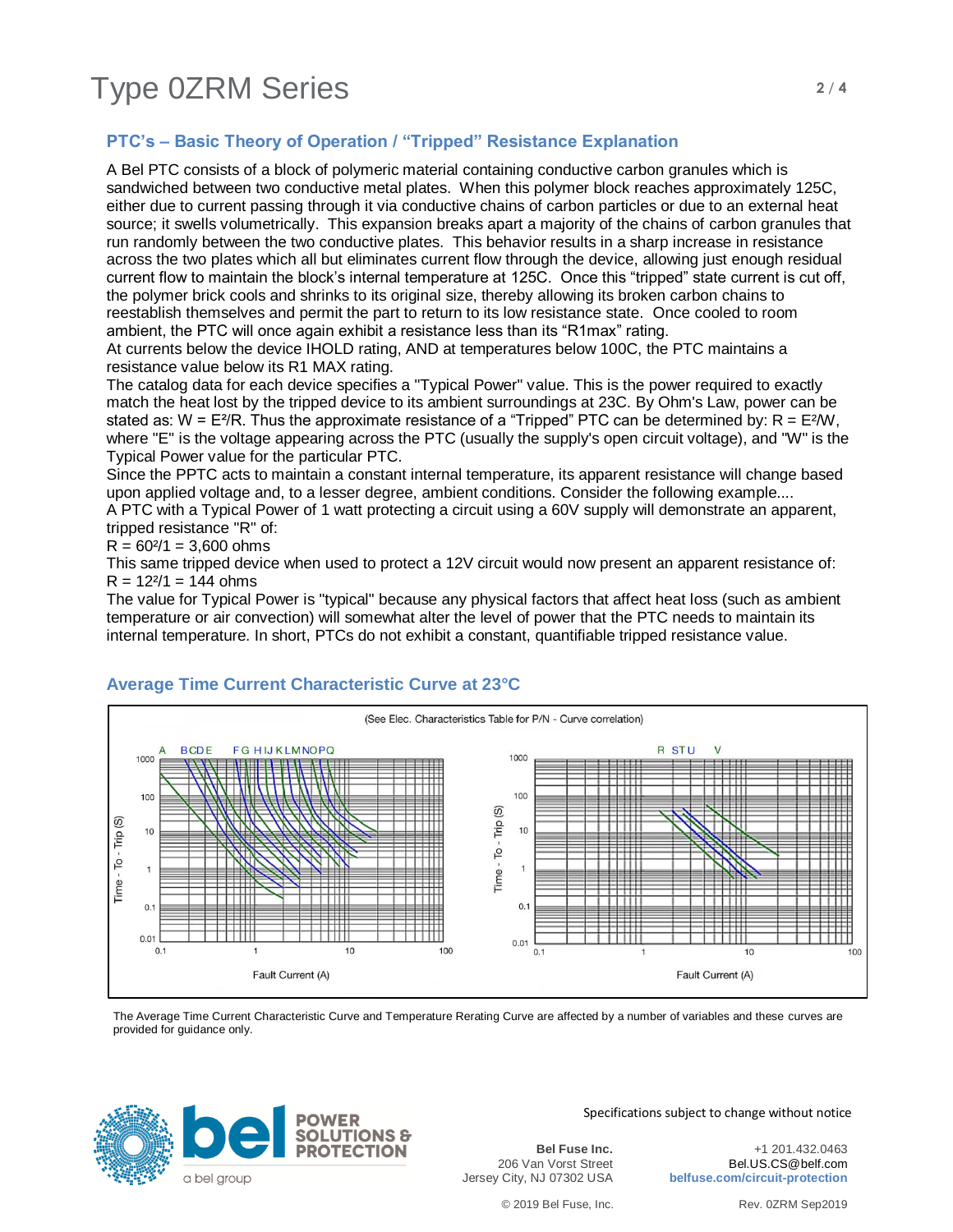## PTC's – Basic Theory of Operation / "Tripped" Resistance Explanation

A Bel PTC consists of a block of polymeric material containing conductive carbon granules which is sandwiched between two conductive metal plates. When this polymer block reaches approximately 125C, either due to current passing through it via conductive chains of carbon particles or due to an external heat source; it swells volumetrically. This expansion breaks apart a majority of the chains of carbon granules that run randomly between the two conductive plates. This behavior results in a sharp increase in resistance across the two plates which all but eliminates current flow through the device, allowing just enough residual current flow to maintain the block's internal temperature at 125C. Once this "tripped" state current is cut off, the polymer brick cools and shrinks to its original size, thereby allowing its broken carbon chains to reestablish themselves and permit the part to return to its low resistance state. Once cooled to room ambient, the PTC will once again exhibit a resistance less than its "R1max" rating.

At currents below the device IHOLD rating, AND at temperatures below 100C, the PTC maintains a resistance value below its R1 MAX rating.

The catalog data for each device specifies a "Typical Power" value. This is the power required to exactly match the heat lost by the tripped device to its ambient surroundings at 23C. By Ohm's Law, power can be stated as: $W = E^2/R$. Thus the approximate resistance of a "Tripped" PTC can be determined by: $R = E^2/W$, where "E" is the voltage appearing across the PTC (usually the supply's open circuit voltage), and "W" is the Typical Power value for the particular PTC.

Since the PPTC acts to maintain a constant internal temperature, its apparent resistance will change based upon applied voltage and, to a lesser degree, ambient conditions. Consider the following example....

A PTC with a Typical Power of 1 watt protecting a circuit using a 60V supply will demonstrate an apparent, tripped resistance "R" of:

$R = 60^2/1 = 3{,}600$ ohms

This same tripped device when used to protect a 12V circuit would now present an apparent resistance of:

$R = 12^2/1 = 144$ ohms

The value for Typical Power is "typical" because any physical factors that affect heat loss (such as ambient temperature or air convection) will somewhat alter the level of power that the PTC needs to maintain its internal temperature. In short, PTCs do not exhibit a constant, quantifiable tripped resistance value.

## Average Time Current Characteristic Curve at 23°C

(See Elec. Characteristics Table for P/N - Curve correlation)

The Average Time Current Characteristic Curve and Temperature Rerating Curve are affected by a number of variables and these curves are provided for guidance only.

Specifications subject to change without notice

**Bel Fuse Inc.**
206 Van Vorst Street
Jersey City, NJ 07302 USA

+1 201.432.0463
Bel.US.CS@belf.com
**belfuse.com/circuit-protection**

© 2019 Bel Fuse, Inc.

Rev. 0ZRM Sep2019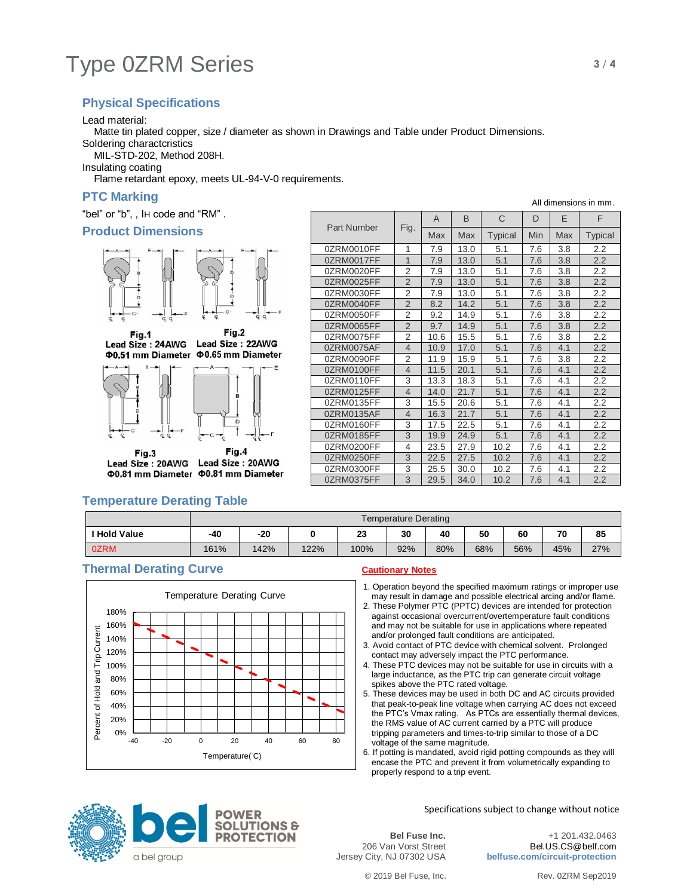# Type 0ZRM Series

## Physical Specifications

Lead material:
  Matte tin plated copper, size / diameter as shown in Drawings and Table under Product Dimensions.
Soldering charactcristics
  MIL-STD-202, Method 208H.
Insulating coating
  Flame retardant epoxy, meets UL-94-V-0 requirements.

## PTC Marking

"bel" or "b", , IH code and "RM" .

## Product Dimensions

Fig.1
Lead Size : 24AWG
Φ0.51 mm Diameter

Fig.2
Lead Size : 22AWG
Φ0.65 mm Diameter

Fig.3
Lead Size : 20AWG
Φ0.81 mm Diameter

Fig.4
Lead Size : 20AWG
Φ0.81 mm Diameter

All dimensions in mm.

| Part Number | Fig. | A | B | C | D | E | F |
|---|---|---|---|---|---|---|---|
| | | Max | Max | Typical | Min | Max | Typical |
| 0ZRM0010FF | 1 | 7.9 | 13.0 | 5.1 | 7.6 | 3.8 | 2.2 |
| 0ZRM0017FF | 1 | 7.9 | 13.0 | 5.1 | 7.6 | 3.8 | 2.2 |
| 0ZRM0020FF | 2 | 7.9 | 13.0 | 5.1 | 7.6 | 3.8 | 2.2 |
| 0ZRM0025FF | 2 | 7.9 | 13.0 | 5.1 | 7.6 | 3.8 | 2.2 |
| 0ZRM0030FF | 2 | 7.9 | 13.0 | 5.1 | 7.6 | 3.8 | 2.2 |
| 0ZRM0040FF | 2 | 8.2 | 14.2 | 5.1 | 7.6 | 3.8 | 2.2 |
| 0ZRM0050FF | 2 | 9.2 | 14.9 | 5.1 | 7.6 | 3.8 | 2.2 |
| 0ZRM0065FF | 2 | 9.7 | 14.9 | 5.1 | 7.6 | 3.8 | 2.2 |
| 0ZRM0075FF | 2 | 10.6 | 15.5 | 5.1 | 7.6 | 3.8 | 2.2 |
| 0ZRM0075AF | 4 | 10.9 | 17.0 | 5.1 | 7.6 | 4.1 | 2.2 |
| 0ZRM0090FF | 2 | 11.9 | 15.9 | 5.1 | 7.6 | 3.8 | 2.2 |
| 0ZRM0100FF | 4 | 11.5 | 20.1 | 5.1 | 7.6 | 4.1 | 2.2 |
| 0ZRM0110FF | 3 | 13.3 | 18.3 | 5.1 | 7.6 | 4.1 | 2.2 |
| 0ZRM0125FF | 4 | 14.0 | 21.7 | 5.1 | 7.6 | 4.1 | 2.2 |
| 0ZRM0135FF | 3 | 15.5 | 20.6 | 5.1 | 7.6 | 4.1 | 2.2 |
| 0ZRM0135AF | 4 | 16.3 | 21.7 | 5.1 | 7.6 | 4.1 | 2.2 |
| 0ZRM0160FF | 3 | 17.5 | 22.5 | 5.1 | 7.6 | 4.1 | 2.2 |
| 0ZRM0185FF | 3 | 19.9 | 24.9 | 5.1 | 7.6 | 4.1 | 2.2 |
| 0ZRM0200FF | 4 | 23.5 | 27.9 | 10.2 | 7.6 | 4.1 | 2.2 |
| 0ZRM0250FF | 3 | 22.5 | 27.5 | 10.2 | 7.6 | 4.1 | 2.2 |
| 0ZRM0300FF | 3 | 25.5 | 30.0 | 10.2 | 7.6 | 4.1 | 2.2 |
| 0ZRM0375FF | 3 | 29.5 | 34.0 | 10.2 | 7.6 | 4.1 | 2.2 |

## Temperature Derating Table

| | Temperature Derating | | | | | | | | | |
|---|---|---|---|---|---|---|---|---|---|---|
| **I Hold Value** | **-40** | **-20** | **0** | **23** | **30** | **40** | **50** | **60** | **70** | **85** |
| 0ZRM | 161% | 142% | 122% | 100% | 92% | 80% | 68% | 56% | 45% | 27% |

## Thermal Derating Curve

Temperature Derating Curve

Percent of Hold and Trip Current (0%–180%) vs. Temperature(˚C) (-40 to 80)

## Cautionary Notes

1. Operation beyond the specified maximum ratings or improper use may result in damage and possible electrical arcing and/or flame.
2. These Polymer PTC (PPTC) devices are intended for protection against occasional overcurrent/overtemperature fault conditions and may not be suitable for use in applications where repeated and/or prolonged fault conditions are anticipated.
3. Avoid contact of PTC device with chemical solvent. Prolonged contact may adversely impact the PTC performance.
4. These PTC devices may not be suitable for use in circuits with a large inductance, as the PTC trip can generate circuit voltage spikes above the PTC rated voltage.
5. These devices may be used in both DC and AC circuits provided that peak-to-peak line voltage when carrying AC does not exceed the PTC's Vmax rating. As PTCs are essentially thermal devices, the RMS value of AC current carried by a PTC will produce tripping parameters and times-to-trip similar to those of a DC voltage of the same magnitude.
6. If potting is mandated, avoid rigid potting compounds as they will encase the PTC and prevent it from volumetrically expanding to properly respond to a trip event.

Specifications subject to change without notice

**Bel Fuse Inc.**
206 Van Vorst Street
Jersey City, NJ 07302 USA

+1 201.432.0463
Bel.US.CS@belf.com
**belfuse.com/circuit-protection**

© 2019 Bel Fuse, Inc. Rev. 0ZRM Sep2019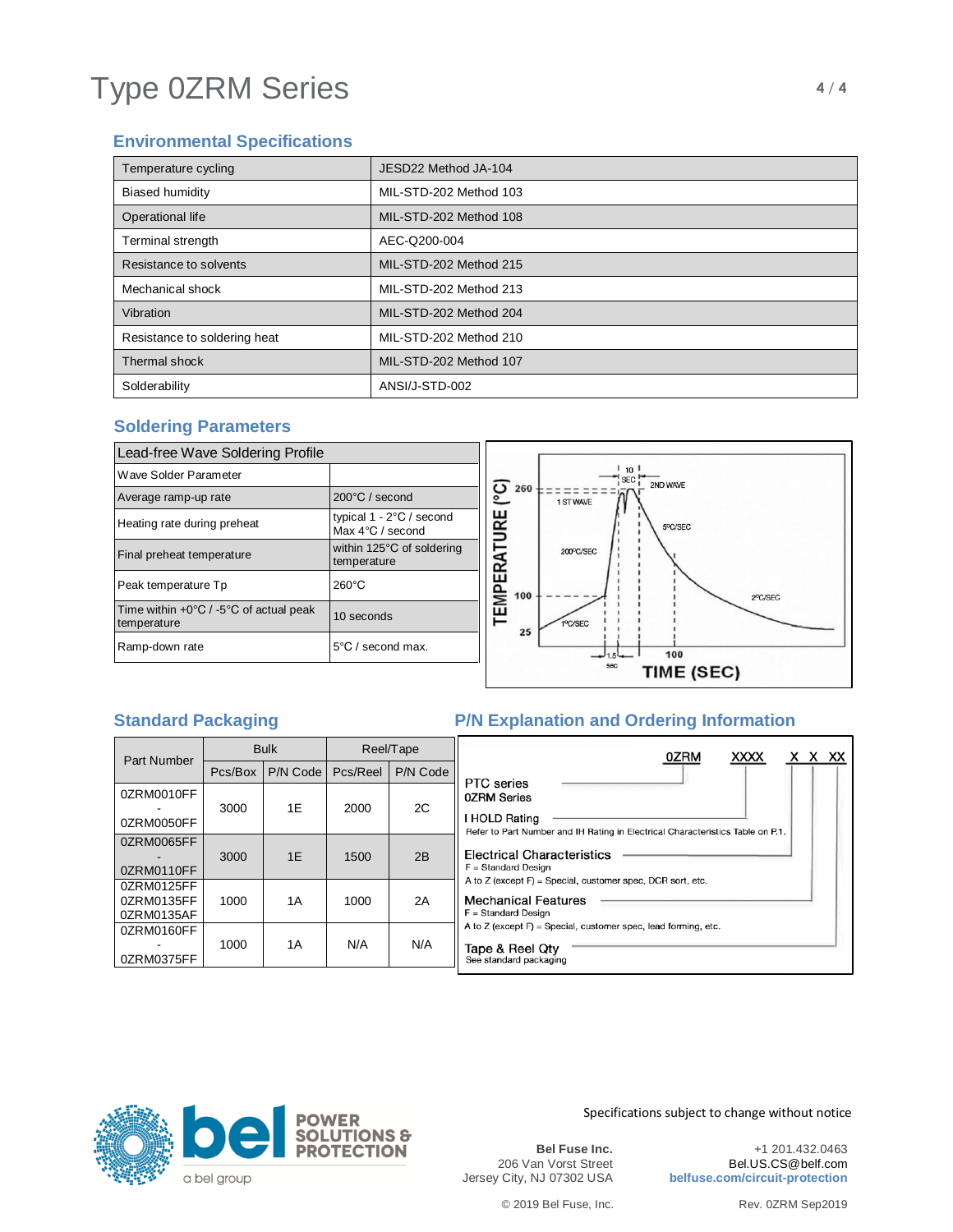# Type 0ZRM Series

## Environmental Specifications

| | |
|---|---|
| Temperature cycling | JESD22 Method JA-104 |
| Biased humidity | MIL-STD-202 Method 103 |
| Operational life | MIL-STD-202 Method 108 |
| Terminal strength | AEC-Q200-004 |
| Resistance to solvents | MIL-STD-202 Method 215 |
| Mechanical shock | MIL-STD-202 Method 213 |
| Vibration | MIL-STD-202 Method 204 |
| Resistance to soldering heat | MIL-STD-202 Method 210 |
| Thermal shock | MIL-STD-202 Method 107 |
| Solderability | ANSI/J-STD-002 |

## Soldering Parameters

| Lead-free Wave Soldering Profile | |
|---|---|
| Wave Solder Parameter | |
| Average ramp-up rate | 200°C / second |
| Heating rate during preheat | typical 1 - 2°C / second Max 4°C / second |
| Final preheat temperature | within 125°C of soldering temperature |
| Peak temperature Tp | 260°C |
| Time within +0°C / -5°C of actual peak temperature | 10 seconds |
| Ramp-down rate | 5°C / second max. |

TEMPERATURE (°C): 260, 100, 25; TIME (SEC): 1.5 sec, 100; 10 SEC; 1 ST WAVE; 2ND WAVE; 200°C/SEC; 5°C/SEC; 2°C/SEC; 1°C/SEC

## Standard Packaging

| Part Number | Bulk | | Reel/Tape | |
|---|---|---|---|---|
| | Pcs/Box | P/N Code | Pcs/Reel | P/N Code |
| 0ZRM0010FF - 0ZRM0050FF | 3000 | 1E | 2000 | 2C |
| 0ZRM0065FF - 0ZRM0110FF | 3000 | 1E | 1500 | 2B |
| 0ZRM0125FF 0ZRM0135FF 0ZRM0135AF | 1000 | 1A | 1000 | 2A |
| 0ZRM0160FF - 0ZRM0375FF | 1000 | 1A | N/A | N/A |

## P/N Explanation and Ordering Information

0ZRM XXXX X X XX

- **PTC series** — 0ZRM Series
- **I HOLD Rating** — Refer to Part Number and IH Rating in Electrical Characteristics Table on P.1.
- **Electrical Characteristics** — F = Standard Design; A to Z (except F) = Special, customer spec, DCR sort, etc.
- **Mechanical Features** — F = Standard Design; A to Z (except F) = Special, customer spec, lead forming, etc.
- **Tape & Reel Qty** — See standard packaging

Specifications subject to change without notice

Bel Fuse Inc.
206 Van Vorst Street
Jersey City, NJ 07302 USA

+1 201.432.0463
Bel.US.CS@belf.com
belfuse.com/circuit-protection

© 2019 Bel Fuse, Inc.

Rev. 0ZRM Sep2019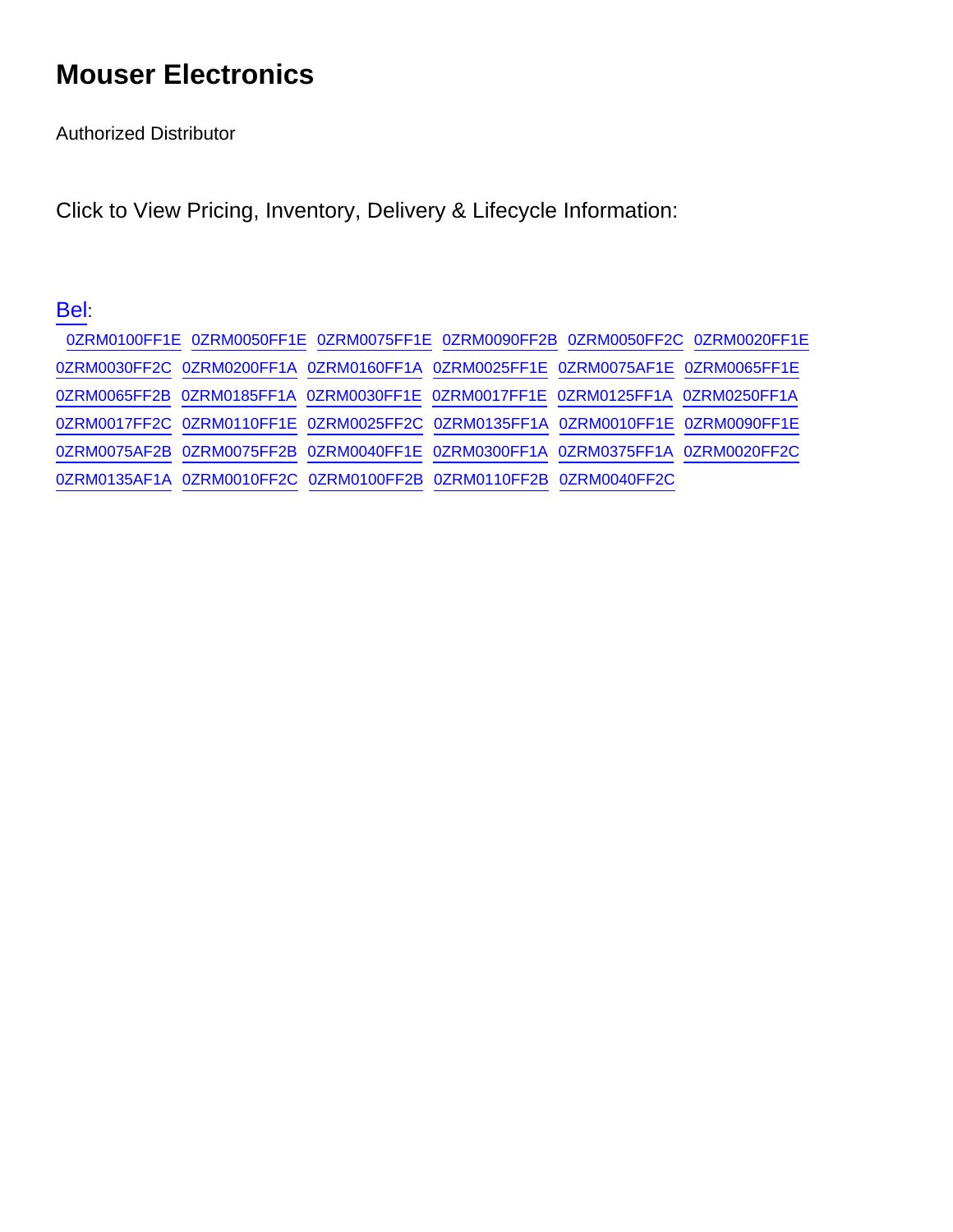# Mouser Electronics

Authorized Distributor

Click to View Pricing, Inventory, Delivery & Lifecycle Information:

Bel:

0ZRM0100FF1E 0ZRM0050FF1E 0ZRM0075FF1E 0ZRM0090FF2B 0ZRM0050FF2C 0ZRM0020FF1E 0ZRM0030FF2C 0ZRM0200FF1A 0ZRM0160FF1A 0ZRM0025FF1E 0ZRM0075AF1E 0ZRM0065FF1E 0ZRM0065FF2B 0ZRM0185FF1A 0ZRM0030FF1E 0ZRM0017FF1E 0ZRM0125FF1A 0ZRM0250FF1A 0ZRM0017FF2C 0ZRM0110FF1E 0ZRM0025FF2C 0ZRM0135FF1A 0ZRM0010FF1E 0ZRM0090FF1E 0ZRM0075AF2B 0ZRM0075FF2B 0ZRM0040FF1E 0ZRM0300FF1A 0ZRM0375FF1A 0ZRM0020FF2C 0ZRM0135AF1A 0ZRM0010FF2C 0ZRM0100FF2B 0ZRM0110FF2B 0ZRM0040FF2C